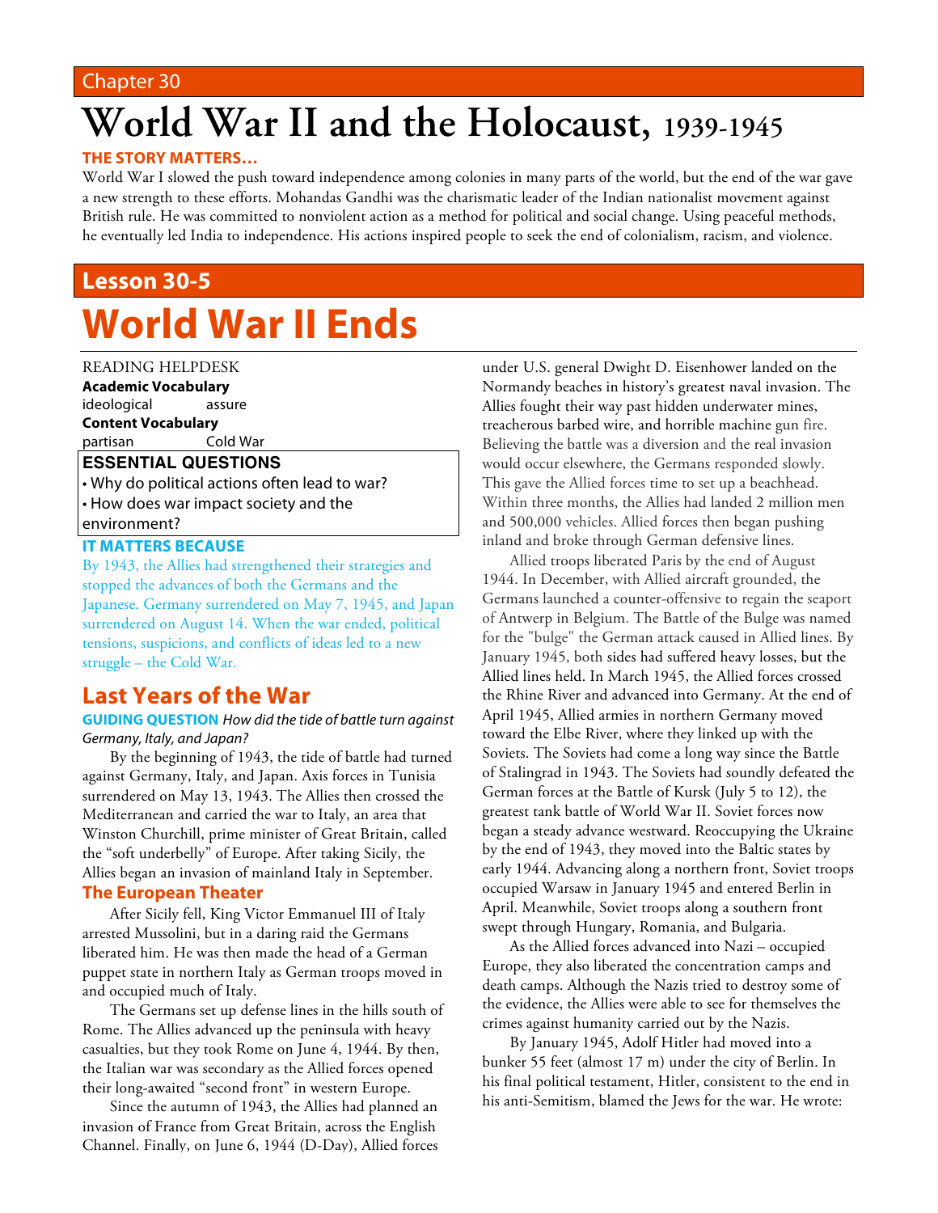Chapter 30

# World War II and the Holocaust, 1939-1945

**THE STORY MATTERS…**

World War I slowed the push toward independence among colonies in many parts of the world, but the end of the war gave a new strength to these efforts. Mohandas Gandhi was the charismatic leader of the Indian nationalist movement against British rule. He was committed to nonviolent action as a method for political and social change. Using peaceful methods, he eventually led India to independence. His actions inspired people to seek the end of colonialism, racism, and violence.

## Lesson 30-5

# World War II Ends

READING HELPDESK

**Academic Vocabulary**

ideological assure

**Content Vocabulary**

partisan Cold War

**ESSENTIAL QUESTIONS**

- Why do political actions often lead to war?
- How does war impact society and the environment?

**IT MATTERS BECAUSE**

By 1943, the Allies had strengthened their strategies and stopped the advances of both the Germans and the Japanese. Germany surrendered on May 7, 1945, and Japan surrendered on August 14. When the war ended, political tensions, suspicions, and conflicts of ideas led to a new struggle – the Cold War.

## Last Years of the War

**GUIDING QUESTION** *How did the tide of battle turn against Germany, Italy, and Japan?*

By the beginning of 1943, the tide of battle had turned against Germany, Italy, and Japan. Axis forces in Tunisia surrendered on May 13, 1943. The Allies then crossed the Mediterranean and carried the war to Italy, an area that Winston Churchill, prime minister of Great Britain, called the "soft underbelly" of Europe. After taking Sicily, the Allies began an invasion of mainland Italy in September.

### The European Theater

After Sicily fell, King Victor Emmanuel III of Italy arrested Mussolini, but in a daring raid the Germans liberated him. He was then made the head of a German puppet state in northern Italy as German troops moved in and occupied much of Italy.

The Germans set up defense lines in the hills south of Rome. The Allies advanced up the peninsula with heavy casualties, but they took Rome on June 4, 1944. By then, the Italian war was secondary as the Allied forces opened their long-awaited "second front" in western Europe.

Since the autumn of 1943, the Allies had planned an invasion of France from Great Britain, across the English Channel. Finally, on June 6, 1944 (D-Day), Allied forces under U.S. general Dwight D. Eisenhower landed on the Normandy beaches in history's greatest naval invasion. The Allies fought their way past hidden underwater mines, treacherous barbed wire, and horrible machine gun fire. Believing the battle was a diversion and the real invasion would occur elsewhere, the Germans responded slowly. This gave the Allied forces time to set up a beachhead. Within three months, the Allies had landed 2 million men and 500,000 vehicles. Allied forces then began pushing inland and broke through German defensive lines.

Allied troops liberated Paris by the end of August 1944. In December, with Allied aircraft grounded, the Germans launched a counter-offensive to regain the seaport of Antwerp in Belgium. The Battle of the Bulge was named for the "bulge" the German attack caused in Allied lines. By January 1945, both sides had suffered heavy losses, but the Allied lines held. In March 1945, the Allied forces crossed the Rhine River and advanced into Germany. At the end of April 1945, Allied armies in northern Germany moved toward the Elbe River, where they linked up with the Soviets. The Soviets had come a long way since the Battle of Stalingrad in 1943. The Soviets had soundly defeated the German forces at the Battle of Kursk (July 5 to 12), the greatest tank battle of World War II. Soviet forces now began a steady advance westward. Reoccupying the Ukraine by the end of 1943, they moved into the Baltic states by early 1944. Advancing along a northern front, Soviet troops occupied Warsaw in January 1945 and entered Berlin in April. Meanwhile, Soviet troops along a southern front swept through Hungary, Romania, and Bulgaria.

As the Allied forces advanced into Nazi – occupied Europe, they also liberated the concentration camps and death camps. Although the Nazis tried to destroy some of the evidence, the Allies were able to see for themselves the crimes against humanity carried out by the Nazis.

By January 1945, Adolf Hitler had moved into a bunker 55 feet (almost 17 m) under the city of Berlin. In his final political testament, Hitler, consistent to the end in his anti-Semitism, blamed the Jews for the war. He wrote: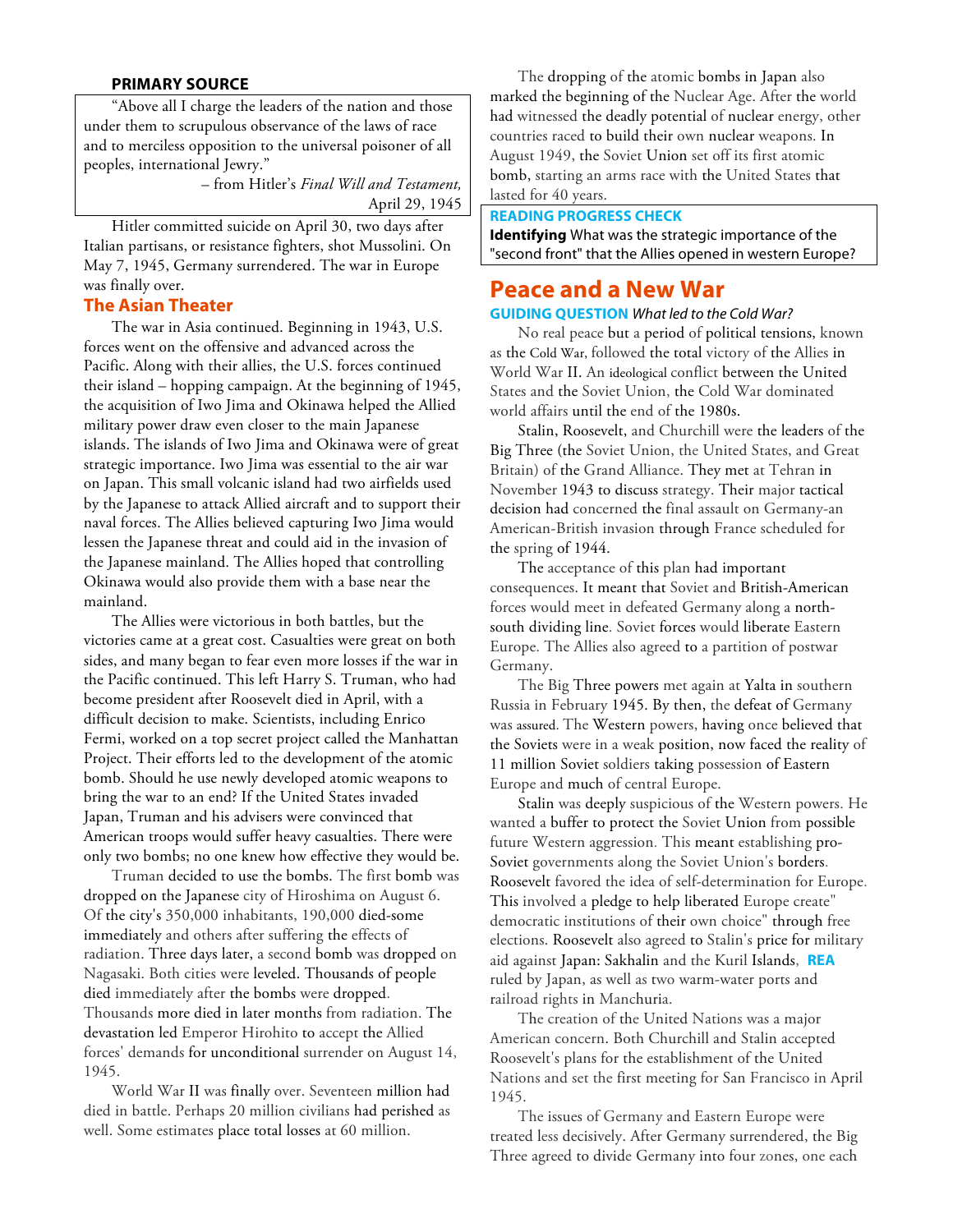**PRIMARY SOURCE**

"Above all I charge the leaders of the nation and those under them to scrupulous observance of the laws of race and to merciless opposition to the universal poisoner of all peoples, international Jewry."

– from Hitler's *Final Will and Testament,* April 29, 1945

Hitler committed suicide on April 30, two days after Italian partisans, or resistance fighters, shot Mussolini. On May 7, 1945, Germany surrendered. The war in Europe was finally over.

## The Asian Theater

The war in Asia continued. Beginning in 1943, U.S. forces went on the offensive and advanced across the Pacific. Along with their allies, the U.S. forces continued their island – hopping campaign. At the beginning of 1945, the acquisition of Iwo Jima and Okinawa helped the Allied military power draw even closer to the main Japanese islands. The islands of Iwo Jima and Okinawa were of great strategic importance. Iwo Jima was essential to the air war on Japan. This small volcanic island had two airfields used by the Japanese to attack Allied aircraft and to support their naval forces. The Allies believed capturing Iwo Jima would lessen the Japanese threat and could aid in the invasion of the Japanese mainland. The Allies hoped that controlling Okinawa would also provide them with a base near the mainland.

The Allies were victorious in both battles, but the victories came at a great cost. Casualties were great on both sides, and many began to fear even more losses if the war in the Pacific continued. This left Harry S. Truman, who had become president after Roosevelt died in April, with a difficult decision to make. Scientists, including Enrico Fermi, worked on a top secret project called the Manhattan Project. Their efforts led to the development of the atomic bomb. Should he use newly developed atomic weapons to bring the war to an end? If the United States invaded Japan, Truman and his advisers were convinced that American troops would suffer heavy casualties. There were only two bombs; no one knew how effective they would be.

Truman decided to use the bombs. The first bomb was dropped on the Japanese city of Hiroshima on August 6. Of the city's 350,000 inhabitants, 190,000 died-some immediately and others after suffering the effects of radiation. Three days later, a second bomb was dropped on Nagasaki. Both cities were leveled. Thousands of people died immediately after the bombs were dropped. Thousands more died in later months from radiation. The devastation led Emperor Hirohito to accept the Allied forces' demands for unconditional surrender on August 14, 1945.

World War II was finally over. Seventeen million had died in battle. Perhaps 20 million civilians had perished as well. Some estimates place total losses at 60 million.

The dropping of the atomic bombs in Japan also marked the beginning of the Nuclear Age. After the world had witnessed the deadly potential of nuclear energy, other countries raced to build their own nuclear weapons. In August 1949, the Soviet Union set off its first atomic bomb, starting an arms race with the United States that lasted for 40 years.

**READING PROGRESS CHECK**

**Identifying** What was the strategic importance of the "second front" that the Allies opened in western Europe?

## Peace and a New War

**GUIDING QUESTION** *What led to the Cold War?*

No real peace but a period of political tensions, known as the Cold War, followed the total victory of the Allies in World War II. An ideological conflict between the United States and the Soviet Union, the Cold War dominated world affairs until the end of the 1980s.

Stalin, Roosevelt, and Churchill were the leaders of the Big Three (the Soviet Union, the United States, and Great Britain) of the Grand Alliance. They met at Tehran in November 1943 to discuss strategy. Their major tactical decision had concerned the final assault on Germany-an American-British invasion through France scheduled for the spring of 1944.

The acceptance of this plan had important consequences. It meant that Soviet and British-American forces would meet in defeated Germany along a north-south dividing line. Soviet forces would liberate Eastern Europe. The Allies also agreed to a partition of postwar Germany.

The Big Three powers met again at Yalta in southern Russia in February 1945. By then, the defeat of Germany was assured. The Western powers, having once believed that the Soviets were in a weak position, now faced the reality of 11 million Soviet soldiers taking possession of Eastern Europe and much of central Europe.

Stalin was deeply suspicious of the Western powers. He wanted a buffer to protect the Soviet Union from possible future Western aggression. This meant establishing pro-Soviet governments along the Soviet Union's borders. Roosevelt favored the idea of self-determination for Europe. This involved a pledge to help liberated Europe create" democratic institutions of their own choice" through free elections. Roosevelt also agreed to Stalin's price for military aid against Japan: Sakhalin and the Kuril Islands, **REA** ruled by Japan, as well as two warm-water ports and railroad rights in Manchuria.

The creation of the United Nations was a major American concern. Both Churchill and Stalin accepted Roosevelt's plans for the establishment of the United Nations and set the first meeting for San Francisco in April 1945.

The issues of Germany and Eastern Europe were treated less decisively. After Germany surrendered, the Big Three agreed to divide Germany into four zones, one each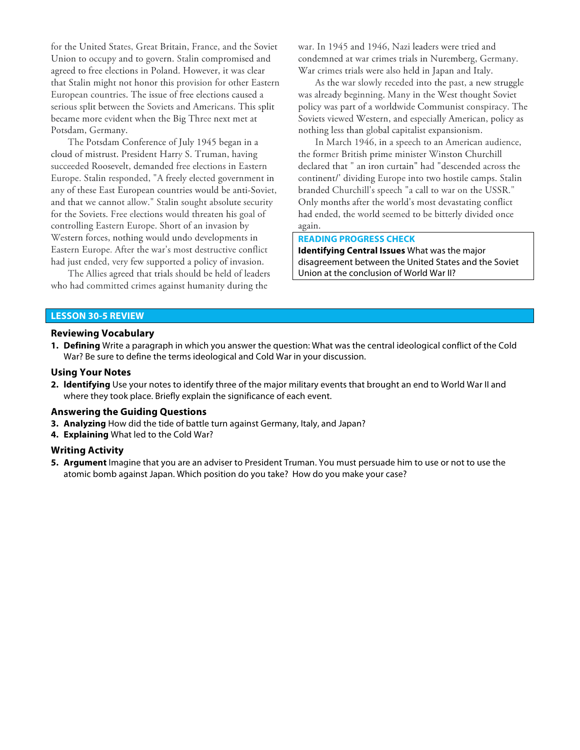for the United States, Great Britain, France, and the Soviet Union to occupy and to govern. Stalin compromised and agreed to free elections in Poland. However, it was clear that Stalin might not honor this provision for other Eastern European countries. The issue of free elections caused a serious split between the Soviets and Americans. This split became more evident when the Big Three next met at Potsdam, Germany.

The Potsdam Conference of July 1945 began in a cloud of mistrust. President Harry S. Truman, having succeeded Roosevelt, demanded free elections in Eastern Europe. Stalin responded, "A freely elected government in any of these East European countries would be anti-Soviet, and that we cannot allow." Stalin sought absolute security for the Soviets. Free elections would threaten his goal of controlling Eastern Europe. Short of an invasion by Western forces, nothing would undo developments in Eastern Europe. After the war's most destructive conflict had just ended, very few supported a policy of invasion.

The Allies agreed that trials should be held of leaders who had committed crimes against humanity during the war. In 1945 and 1946, Nazi leaders were tried and condemned at war crimes trials in Nuremberg, Germany. War crimes trials were also held in Japan and Italy.

As the war slowly receded into the past, a new struggle was already beginning. Many in the West thought Soviet policy was part of a worldwide Communist conspiracy. The Soviets viewed Western, and especially American, policy as nothing less than global capitalist expansionism.

In March 1946, in a speech to an American audience, the former British prime minister Winston Churchill declared that " an iron curtain" had "descended across the continent/' dividing Europe into two hostile camps. Stalin branded Churchill's speech "a call to war on the USSR." Only months after the world's most devastating conflict had ended, the world seemed to be bitterly divided once again.

**READING PROGRESS CHECK**

**Identifying Central Issues** What was the major disagreement between the United States and the Soviet Union at the conclusion of World War II?

## LESSON 30-5 REVIEW

### Reviewing Vocabulary

1. **Defining** Write a paragraph in which you answer the question: What was the central ideological conflict of the Cold War? Be sure to define the terms ideological and Cold War in your discussion.

### Using Your Notes

2. **Identifying** Use your notes to identify three of the major military events that brought an end to World War II and where they took place. Briefly explain the significance of each event.

### Answering the Guiding Questions

3. **Analyzing** How did the tide of battle turn against Germany, Italy, and Japan?
4. **Explaining** What led to the Cold War?

### Writing Activity

5. **Argument** Imagine that you are an adviser to President Truman. You must persuade him to use or not to use the atomic bomb against Japan. Which position do you take? How do you make your case?